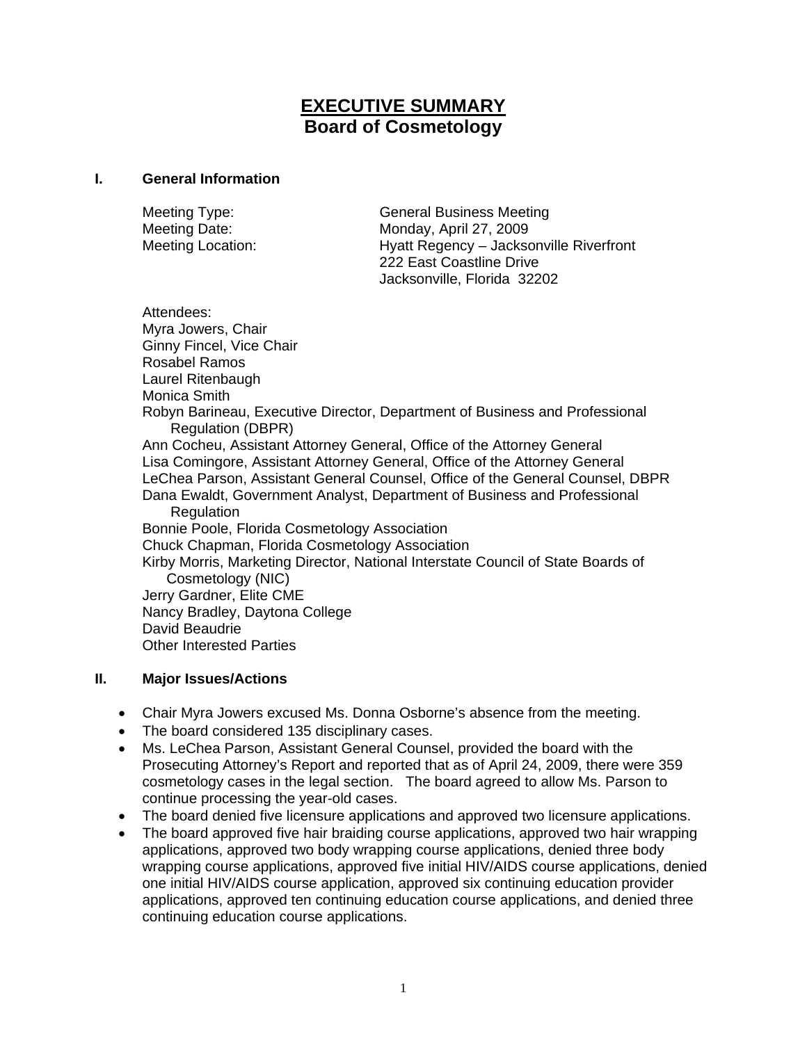# EXECUTIVE SUMMARY
## Board of Cosmetology

### I. General Information

Meeting Type: General Business Meeting
Meeting Date: Monday, April 27, 2009
Meeting Location: Hyatt Regency – Jacksonville Riverfront
222 East Coastline Drive
Jacksonville, Florida 32202

Attendees:
Myra Jowers, Chair
Ginny Fincel, Vice Chair
Rosabel Ramos
Laurel Ritenbaugh
Monica Smith
Robyn Barineau, Executive Director, Department of Business and Professional Regulation (DBPR)
Ann Cocheu, Assistant Attorney General, Office of the Attorney General
Lisa Comingore, Assistant Attorney General, Office of the Attorney General
LeChea Parson, Assistant General Counsel, Office of the General Counsel, DBPR
Dana Ewaldt, Government Analyst, Department of Business and Professional Regulation
Bonnie Poole, Florida Cosmetology Association
Chuck Chapman, Florida Cosmetology Association
Kirby Morris, Marketing Director, National Interstate Council of State Boards of Cosmetology (NIC)
Jerry Gardner, Elite CME
Nancy Bradley, Daytona College
David Beaudrie
Other Interested Parties

### II. Major Issues/Actions

- Chair Myra Jowers excused Ms. Donna Osborne's absence from the meeting.
- The board considered 135 disciplinary cases.
- Ms. LeChea Parson, Assistant General Counsel, provided the board with the Prosecuting Attorney's Report and reported that as of April 24, 2009, there were 359 cosmetology cases in the legal section. The board agreed to allow Ms. Parson to continue processing the year-old cases.
- The board denied five licensure applications and approved two licensure applications.
- The board approved five hair braiding course applications, approved two hair wrapping applications, approved two body wrapping course applications, denied three body wrapping course applications, approved five initial HIV/AIDS course applications, denied one initial HIV/AIDS course application, approved six continuing education provider applications, approved ten continuing education course applications, and denied three continuing education course applications.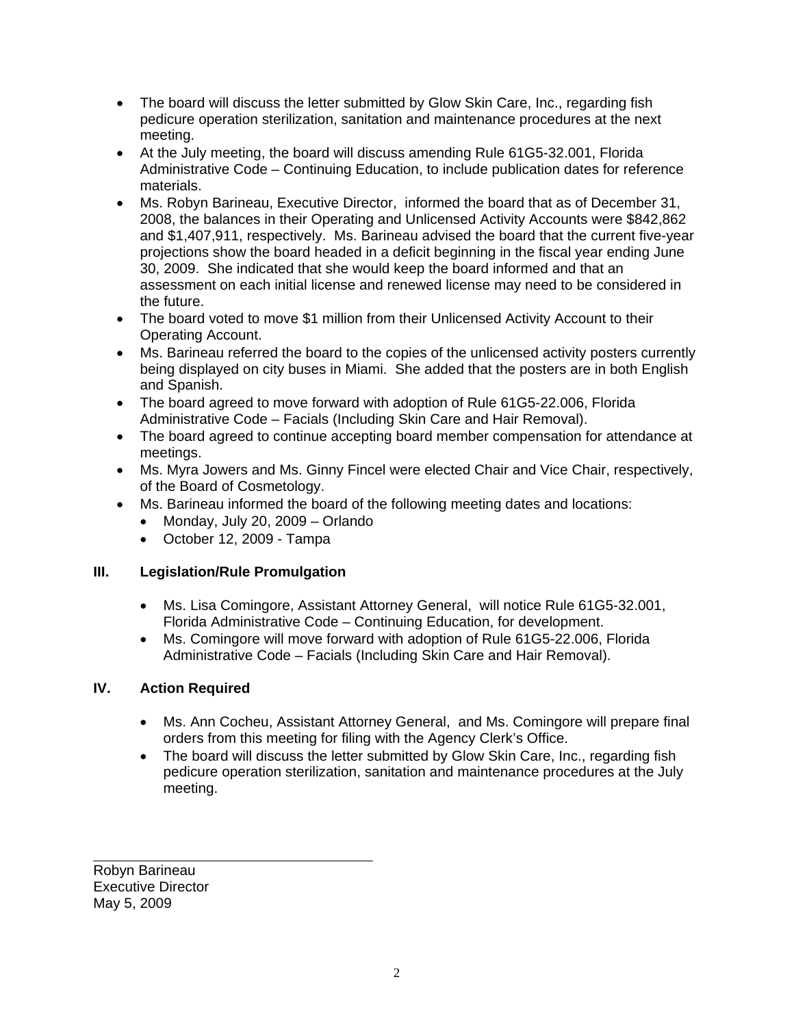- The board will discuss the letter submitted by Glow Skin Care, Inc., regarding fish pedicure operation sterilization, sanitation and maintenance procedures at the next meeting.
- At the July meeting, the board will discuss amending Rule 61G5-32.001, Florida Administrative Code – Continuing Education, to include publication dates for reference materials.
- Ms. Robyn Barineau, Executive Director, informed the board that as of December 31, 2008, the balances in their Operating and Unlicensed Activity Accounts were $842,862 and $1,407,911, respectively. Ms. Barineau advised the board that the current five-year projections show the board headed in a deficit beginning in the fiscal year ending June 30, 2009. She indicated that she would keep the board informed and that an assessment on each initial license and renewed license may need to be considered in the future.
- The board voted to move $1 million from their Unlicensed Activity Account to their Operating Account.
- Ms. Barineau referred the board to the copies of the unlicensed activity posters currently being displayed on city buses in Miami. She added that the posters are in both English and Spanish.
- The board agreed to move forward with adoption of Rule 61G5-22.006, Florida Administrative Code – Facials (Including Skin Care and Hair Removal).
- The board agreed to continue accepting board member compensation for attendance at meetings.
- Ms. Myra Jowers and Ms. Ginny Fincel were elected Chair and Vice Chair, respectively, of the Board of Cosmetology.
- Ms. Barineau informed the board of the following meeting dates and locations:
  - Monday, July 20, 2009 – Orlando
  - October 12, 2009 - Tampa

## III. Legislation/Rule Promulgation

- Ms. Lisa Comingore, Assistant Attorney General, will notice Rule 61G5-32.001, Florida Administrative Code – Continuing Education, for development.
- Ms. Comingore will move forward with adoption of Rule 61G5-22.006, Florida Administrative Code – Facials (Including Skin Care and Hair Removal).

## IV. Action Required

- Ms. Ann Cocheu, Assistant Attorney General, and Ms. Comingore will prepare final orders from this meeting for filing with the Agency Clerk's Office.
- The board will discuss the letter submitted by Glow Skin Care, Inc., regarding fish pedicure operation sterilization, sanitation and maintenance procedures at the July meeting.

---

Robyn Barineau
Executive Director
May 5, 2009